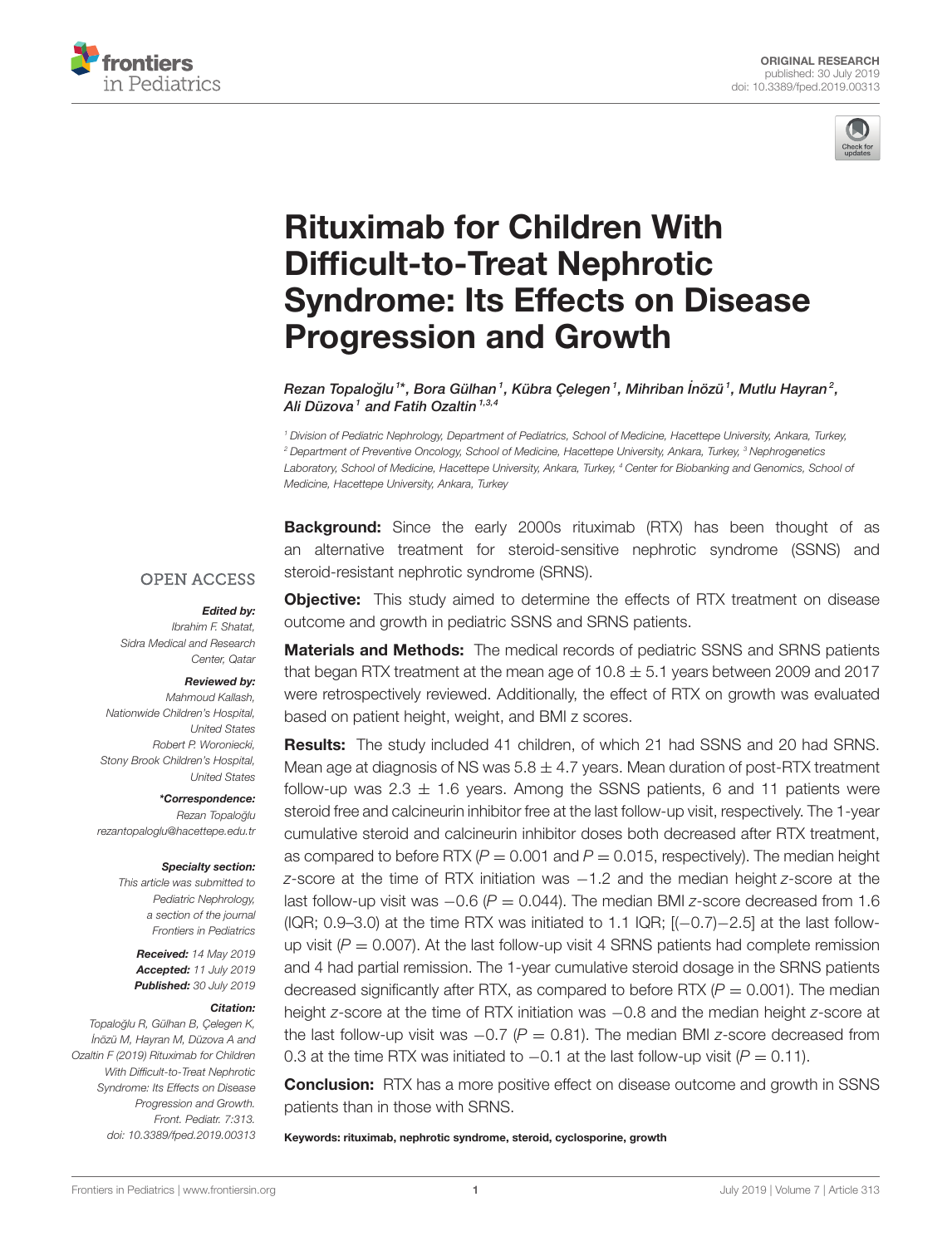ORIGINAL RESEARCH
published: 30 July 2019
doi: 10.3389/fped.2019.00313

# Rituximab for Children With Difficult-to-Treat Nephrotic Syndrome: Its Effects on Disease Progression and Growth

*Rezan Topaloğlu[1]\*, Bora Gülhan[1], Kübra Çelegen[1], Mihriban İnözü[1], Mutlu Hayran[2], Ali Düzova[1] and Fatih Ozaltin[1,3,4]*

[1] Division of Pediatric Nephrology, Department of Pediatrics, School of Medicine, Hacettepe University, Ankara, Turkey, [2] Department of Preventive Oncology, School of Medicine, Hacettepe University, Ankara, Turkey, [3] Nephrogenetics Laboratory, School of Medicine, Hacettepe University, Ankara, Turkey, [4] Center for Biobanking and Genomics, School of Medicine, Hacettepe University, Ankara, Turkey

OPEN ACCESS

***Edited by:***
Ibrahim F. Shatat,
Sidra Medical and Research Center, Qatar

***Reviewed by:***
Mahmoud Kallash,
Nationwide Children's Hospital, United States
Robert P. Woroniecki,
Stony Brook Children's Hospital, United States

***\*Correspondence:***
Rezan Topaloğlu
rezantopaloglu@hacettepe.edu.tr

***Specialty section:***
This article was submitted to Pediatric Nephrology, a section of the journal Frontiers in Pediatrics

***Received:*** 14 May 2019
***Accepted:*** 11 July 2019
***Published:*** 30 July 2019

***Citation:***
Topaloğlu R, Gülhan B, Çelegen K, İnözü M, Hayran M, Düzova A and Ozaltin F (2019) Rituximab for Children With Difficult-to-Treat Nephrotic Syndrome: Its Effects on Disease Progression and Growth. Front. Pediatr. 7:313. doi: 10.3389/fped.2019.00313

**Background:** Since the early 2000s rituximab (RTX) has been thought of as an alternative treatment for steroid-sensitive nephrotic syndrome (SSNS) and steroid-resistant nephrotic syndrome (SRNS).

**Objective:** This study aimed to determine the effects of RTX treatment on disease outcome and growth in pediatric SSNS and SRNS patients.

**Materials and Methods:** The medical records of pediatric SSNS and SRNS patients that began RTX treatment at the mean age of $10.8 \pm 5.1$ years between 2009 and 2017 were retrospectively reviewed. Additionally, the effect of RTX on growth was evaluated based on patient height, weight, and BMI z scores.

**Results:** The study included 41 children, of which 21 had SSNS and 20 had SRNS. Mean age at diagnosis of NS was $5.8 \pm 4.7$ years. Mean duration of post-RTX treatment follow-up was $2.3 \pm 1.6$ years. Among the SSNS patients, 6 and 11 patients were steroid free and calcineurin inhibitor free at the last follow-up visit, respectively. The 1-year cumulative steroid and calcineurin inhibitor doses both decreased after RTX treatment, as compared to before RTX ($P = 0.001$ and $P = 0.015$, respectively). The median height *z*-score at the time of RTX initiation was −1.2 and the median height *z*-score at the last follow-up visit was −0.6 ($P = 0.044$). The median BMI *z*-score decreased from 1.6 (IQR; 0.9–3.0) at the time RTX was initiated to 1.1 IQR; [(−0.7)−2.5] at the last follow-up visit ($P = 0.007$). At the last follow-up visit 4 SRNS patients had complete remission and 4 had partial remission. The 1-year cumulative steroid dosage in the SRNS patients decreased significantly after RTX, as compared to before RTX ($P = 0.001$). The median height *z*-score at the time of RTX initiation was −0.8 and the median height *z*-score at the last follow-up visit was −0.7 ($P = 0.81$). The median BMI *z*-score decreased from 0.3 at the time RTX was initiated to −0.1 at the last follow-up visit ($P = 0.11$).

**Conclusion:** RTX has a more positive effect on disease outcome and growth in SSNS patients than in those with SRNS.

**Keywords: rituximab, nephrotic syndrome, steroid, cyclosporine, growth**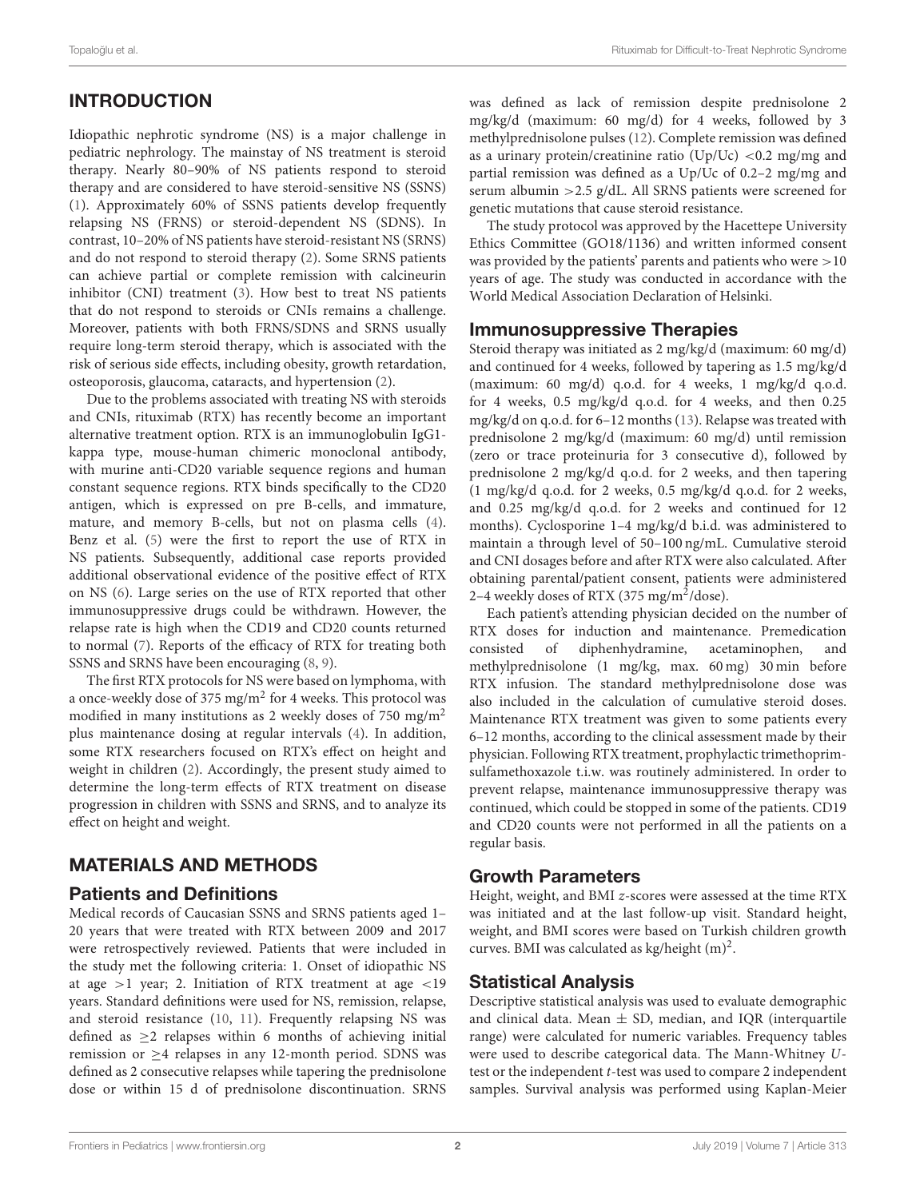## INTRODUCTION

Idiopathic nephrotic syndrome (NS) is a major challenge in pediatric nephrology. The mainstay of NS treatment is steroid therapy. Nearly 80–90% of NS patients respond to steroid therapy and are considered to have steroid-sensitive NS (SSNS) (1). Approximately 60% of SSNS patients develop frequently relapsing NS (FRNS) or steroid-dependent NS (SDNS). In contrast, 10–20% of NS patients have steroid-resistant NS (SRNS) and do not respond to steroid therapy (2). Some SRNS patients can achieve partial or complete remission with calcineurin inhibitor (CNI) treatment (3). How best to treat NS patients that do not respond to steroids or CNIs remains a challenge. Moreover, patients with both FRNS/SDNS and SRNS usually require long-term steroid therapy, which is associated with the risk of serious side effects, including obesity, growth retardation, osteoporosis, glaucoma, cataracts, and hypertension (2).

Due to the problems associated with treating NS with steroids and CNIs, rituximab (RTX) has recently become an important alternative treatment option. RTX is an immunoglobulin IgG1-kappa type, mouse-human chimeric monoclonal antibody, with murine anti-CD20 variable sequence regions and human constant sequence regions. RTX binds specifically to the CD20 antigen, which is expressed on pre B-cells, and immature, mature, and memory B-cells, but not on plasma cells (4). Benz et al. (5) were the first to report the use of RTX in NS patients. Subsequently, additional case reports provided additional observational evidence of the positive effect of RTX on NS (6). Large series on the use of RTX reported that other immunosuppressive drugs could be withdrawn. However, the relapse rate is high when the CD19 and CD20 counts returned to normal (7). Reports of the efficacy of RTX for treating both SSNS and SRNS have been encouraging (8, 9).

The first RTX protocols for NS were based on lymphoma, with a once-weekly dose of 375 mg/m$^2$ for 4 weeks. This protocol was modified in many institutions as 2 weekly doses of 750 mg/m$^2$ plus maintenance dosing at regular intervals (4). In addition, some RTX researchers focused on RTX's effect on height and weight in children (2). Accordingly, the present study aimed to determine the long-term effects of RTX treatment on disease progression in children with SSNS and SRNS, and to analyze its effect on height and weight.

## MATERIALS AND METHODS

### Patients and Definitions

Medical records of Caucasian SSNS and SRNS patients aged 1–20 years that were treated with RTX between 2009 and 2017 were retrospectively reviewed. Patients that were included in the study met the following criteria: 1. Onset of idiopathic NS at age >1 year; 2. Initiation of RTX treatment at age <19 years. Standard definitions were used for NS, remission, relapse, and steroid resistance (10, 11). Frequently relapsing NS was defined as ≥2 relapses within 6 months of achieving initial remission or ≥4 relapses in any 12-month period. SDNS was defined as 2 consecutive relapses while tapering the prednisolone dose or within 15 d of prednisolone discontinuation. SRNS was defined as lack of remission despite prednisolone 2 mg/kg/d (maximum: 60 mg/d) for 4 weeks, followed by 3 methylprednisolone pulses (12). Complete remission was defined as a urinary protein/creatinine ratio (Up/Uc) <0.2 mg/mg and partial remission was defined as a Up/Uc of 0.2–2 mg/mg and serum albumin >2.5 g/dL. All SRNS patients were screened for genetic mutations that cause steroid resistance.

The study protocol was approved by the Hacettepe University Ethics Committee (GO18/1136) and written informed consent was provided by the patients' parents and patients who were >10 years of age. The study was conducted in accordance with the World Medical Association Declaration of Helsinki.

### Immunosuppressive Therapies

Steroid therapy was initiated as 2 mg/kg/d (maximum: 60 mg/d) and continued for 4 weeks, followed by tapering as 1.5 mg/kg/d (maximum: 60 mg/d) q.o.d. for 4 weeks, 1 mg/kg/d q.o.d. for 4 weeks, 0.5 mg/kg/d q.o.d. for 4 weeks, and then 0.25 mg/kg/d on q.o.d. for 6–12 months (13). Relapse was treated with prednisolone 2 mg/kg/d (maximum: 60 mg/d) until remission (zero or trace proteinuria for 3 consecutive d), followed by prednisolone 2 mg/kg/d q.o.d. for 2 weeks, and then tapering (1 mg/kg/d q.o.d. for 2 weeks, 0.5 mg/kg/d q.o.d. for 2 weeks, and 0.25 mg/kg/d q.o.d. for 2 weeks and continued for 12 months). Cyclosporine 1–4 mg/kg/d b.i.d. was administered to maintain a through level of 50–100 ng/mL. Cumulative steroid and CNI dosages before and after RTX were also calculated. After obtaining parental/patient consent, patients were administered 2–4 weekly doses of RTX (375 mg/m$^2$/dose).

Each patient's attending physician decided on the number of RTX doses for induction and maintenance. Premedication consisted of diphenhydramine, acetaminophen, and methylprednisolone (1 mg/kg, max. 60 mg) 30 min before RTX infusion. The standard methylprednisolone dose was also included in the calculation of cumulative steroid doses. Maintenance RTX treatment was given to some patients every 6–12 months, according to the clinical assessment made by their physician. Following RTX treatment, prophylactic trimethoprim-sulfamethoxazole t.i.w. was routinely administered. In order to prevent relapse, maintenance immunosuppressive therapy was continued, which could be stopped in some of the patients. CD19 and CD20 counts were not performed in all the patients on a regular basis.

### Growth Parameters

Height, weight, and BMI *z*-scores were assessed at the time RTX was initiated and at the last follow-up visit. Standard height, weight, and BMI scores were based on Turkish children growth curves. BMI was calculated as kg/height (m)$^2$.

### Statistical Analysis

Descriptive statistical analysis was used to evaluate demographic and clinical data. Mean ± SD, median, and IQR (interquartile range) were calculated for numeric variables. Frequency tables were used to describe categorical data. The Mann-Whitney *U*-test or the independent *t*-test was used to compare 2 independent samples. Survival analysis was performed using Kaplan-Meier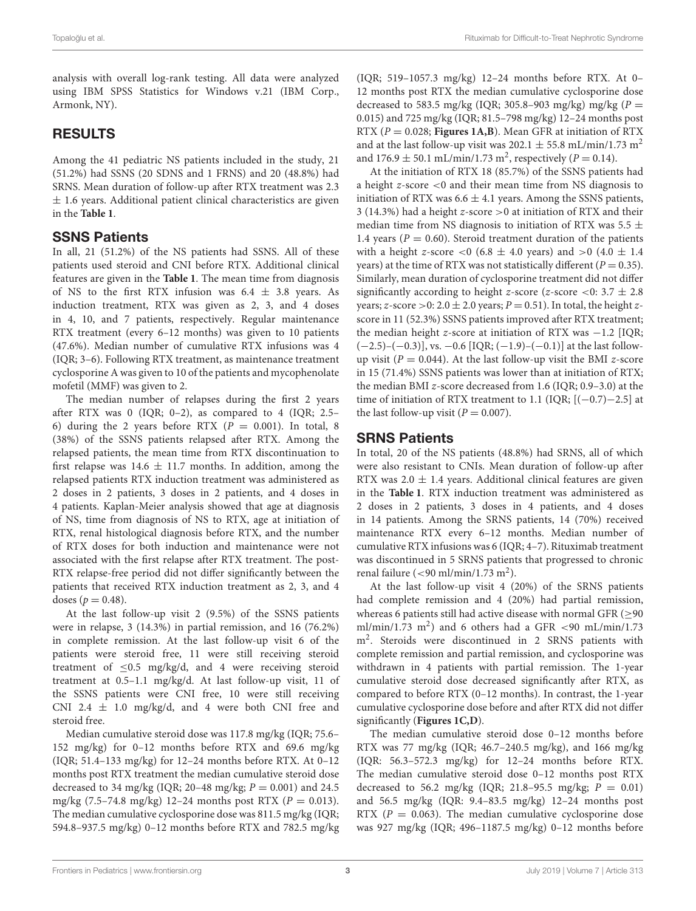analysis with overall log-rank testing. All data were analyzed using IBM SPSS Statistics for Windows v.21 (IBM Corp., Armonk, NY).

## RESULTS

Among the 41 pediatric NS patients included in the study, 21 (51.2%) had SSNS (20 SDNS and 1 FRNS) and 20 (48.8%) had SRNS. Mean duration of follow-up after RTX treatment was 2.3 ± 1.6 years. Additional patient clinical characteristics are given in the **Table 1**.

### SSNS Patients

In all, 21 (51.2%) of the NS patients had SSNS. All of these patients used steroid and CNI before RTX. Additional clinical features are given in the **Table 1**. The mean time from diagnosis of NS to the first RTX infusion was 6.4 ± 3.8 years. As induction treatment, RTX was given as 2, 3, and 4 doses in 4, 10, and 7 patients, respectively. Regular maintenance RTX treatment (every 6–12 months) was given to 10 patients (47.6%). Median number of cumulative RTX infusions was 4 (IQR; 3–6). Following RTX treatment, as maintenance treatment cyclosporine A was given to 10 of the patients and mycophenolate mofetil (MMF) was given to 2.

The median number of relapses during the first 2 years after RTX was 0 (IQR; 0–2), as compared to 4 (IQR; 2.5–6) during the 2 years before RTX ($P = 0.001$). In total, 8 (38%) of the SSNS patients relapsed after RTX. Among the relapsed patients, the mean time from RTX discontinuation to first relapse was 14.6 ± 11.7 months. In addition, among the relapsed patients RTX induction treatment was administered as 2 doses in 2 patients, 3 doses in 2 patients, and 4 doses in 4 patients. Kaplan-Meier analysis showed that age at diagnosis of NS, time from diagnosis of NS to RTX, age at initiation of RTX, renal histological diagnosis before RTX, and the number of RTX doses for both induction and maintenance were not associated with the first relapse after RTX treatment. The post-RTX relapse-free period did not differ significantly between the patients that received RTX induction treatment as 2, 3, and 4 doses ($p = 0.48$).

At the last follow-up visit 2 (9.5%) of the SSNS patients were in relapse, 3 (14.3%) in partial remission, and 16 (76.2%) in complete remission. At the last follow-up visit 6 of the patients were steroid free, 11 were still receiving steroid treatment of ≤0.5 mg/kg/d, and 4 were receiving steroid treatment at 0.5–1.1 mg/kg/d. At last follow-up visit, 11 of the SSNS patients were CNI free, 10 were still receiving CNI 2.4 ± 1.0 mg/kg/d, and 4 were both CNI free and steroid free.

Median cumulative steroid dose was 117.8 mg/kg (IQR; 75.6–152 mg/kg) for 0–12 months before RTX and 69.6 mg/kg (IQR; 51.4–133 mg/kg) for 12–24 months before RTX. At 0–12 months post RTX treatment the median cumulative steroid dose decreased to 34 mg/kg (IQR; 20–48 mg/kg; $P = 0.001$) and 24.5 mg/kg (7.5–74.8 mg/kg) 12–24 months post RTX ($P = 0.013$). The median cumulative cyclosporine dose was 811.5 mg/kg (IQR; 594.8–937.5 mg/kg) 0–12 months before RTX and 782.5 mg/kg (IQR; 519–1057.3 mg/kg) 12–24 months before RTX. At 0–12 months post RTX the median cumulative cyclosporine dose decreased to 583.5 mg/kg (IQR; 305.8–903 mg/kg) mg/kg ($P = 0.015$) and 725 mg/kg (IQR; 81.5–798 mg/kg) 12–24 months post RTX ($P = 0.028$; **Figures 1A,B**). Mean GFR at initiation of RTX and at the last follow-up visit was 202.1 ± 55.8 mL/min/1.73 $m^2$ and 176.9 ± 50.1 mL/min/1.73 $m^2$, respectively ($P = 0.14$).

At the initiation of RTX 18 (85.7%) of the SSNS patients had a height *z*-score <0 and their mean time from NS diagnosis to initiation of RTX was 6.6 ± 4.1 years. Among the SSNS patients, 3 (14.3%) had a height *z*-score >0 at initiation of RTX and their median time from NS diagnosis to initiation of RTX was 5.5 ± 1.4 years ($P = 0.60$). Steroid treatment duration of the patients with a height *z*-score <0 (6.8 ± 4.0 years) and >0 (4.0 ± 1.4 years) at the time of RTX was not statistically different ($P = 0.35$). Similarly, mean duration of cyclosporine treatment did not differ significantly according to height *z*-score (*z*-score <0: 3.7 ± 2.8 years; *z*-score >0: 2.0 ± 2.0 years; $P = 0.51$). In total, the height *z*-score in 11 (52.3%) SSNS patients improved after RTX treatment; the median height *z*-score at initiation of RTX was −1.2 [IQR; (−2.5)–(−0.3)], vs. −0.6 [IQR; (−1.9)–(−0.1)] at the last follow-up visit ($P = 0.044$). At the last follow-up visit the BMI *z*-score in 15 (71.4%) SSNS patients was lower than at initiation of RTX; the median BMI *z*-score decreased from 1.6 (IQR; 0.9–3.0) at the time of initiation of RTX treatment to 1.1 (IQR; [(−0.7)−2.5] at the last follow-up visit ($P = 0.007$).

### SRNS Patients

In total, 20 of the NS patients (48.8%) had SRNS, all of which were also resistant to CNIs. Mean duration of follow-up after RTX was 2.0 ± 1.4 years. Additional clinical features are given in the **Table 1**. RTX induction treatment was administered as 2 doses in 2 patients, 3 doses in 4 patients, and 4 doses in 14 patients. Among the SRNS patients, 14 (70%) received maintenance RTX every 6–12 months. Median number of cumulative RTX infusions was 6 (IQR; 4–7). Rituximab treatment was discontinued in 5 SRNS patients that progressed to chronic renal failure (<90 ml/min/1.73 $m^2$).

At the last follow-up visit 4 (20%) of the SRNS patients had complete remission and 4 (20%) had partial remission, whereas 6 patients still had active disease with normal GFR (≥90 ml/min/1.73 $m^2$) and 6 others had a GFR <90 mL/min/1.73 $m^2$. Steroids were discontinued in 2 SRNS patients with complete remission and partial remission, and cyclosporine was withdrawn in 4 patients with partial remission. The 1-year cumulative steroid dose decreased significantly after RTX, as compared to before RTX (0–12 months). In contrast, the 1-year cumulative cyclosporine dose before and after RTX did not differ significantly (**Figures 1C,D**).

The median cumulative steroid dose 0–12 months before RTX was 77 mg/kg (IQR; 46.7–240.5 mg/kg), and 166 mg/kg (IQR: 56.3–572.3 mg/kg) for 12–24 months before RTX. The median cumulative steroid dose 0–12 months post RTX decreased to 56.2 mg/kg (IQR; 21.8–95.5 mg/kg; $P = 0.01$) and 56.5 mg/kg (IQR: 9.4–83.5 mg/kg) 12–24 months post RTX ($P = 0.063$). The median cumulative cyclosporine dose was 927 mg/kg (IQR; 496–1187.5 mg/kg) 0–12 months before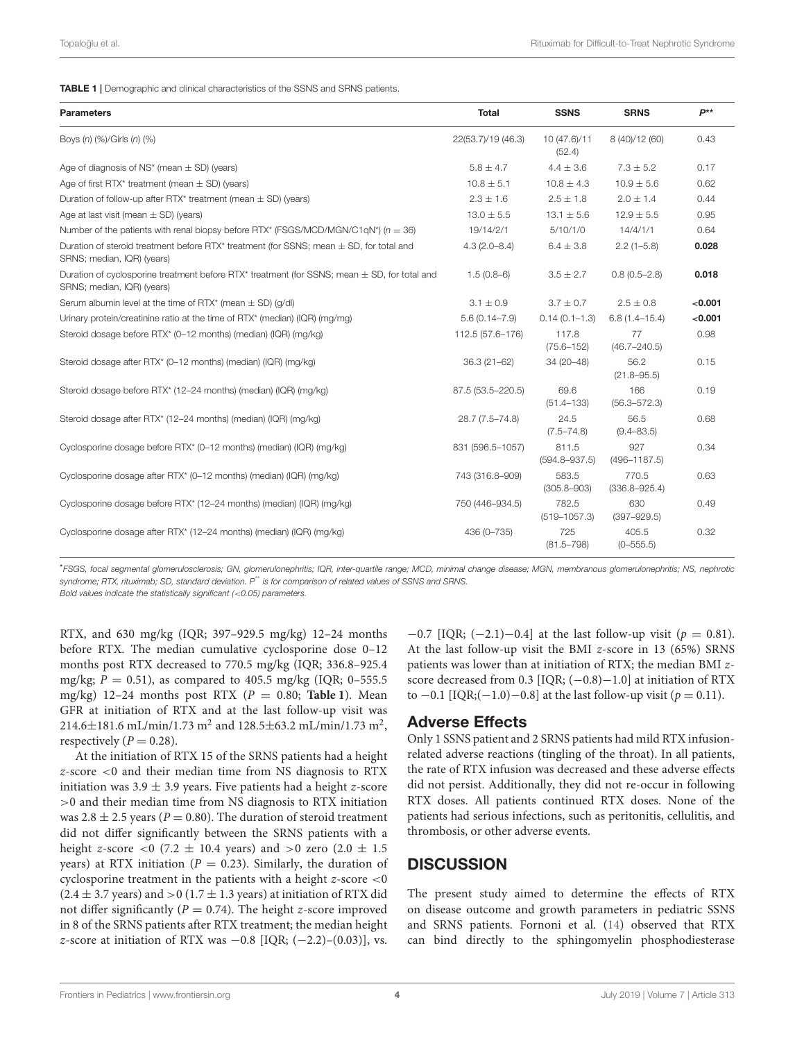**TABLE 1 |** Demographic and clinical characteristics of the SSNS and SRNS patients.

| Parameters | Total | SSNS | SRNS | $P^{**}$ |
|---|---|---|---|---|
| Boys (n) (%)/Girls (n) (%) | 22(53.7)/19 (46.3) | 10 (47.6)/11 (52.4) | 8 (40)/12 (60) | 0.43 |
| Age of diagnosis of NS* (mean ± SD) (years) | 5.8 ± 4.7 | 4.4 ± 3.6 | 7.3 ± 5.2 | 0.17 |
| Age of first RTX* treatment (mean ± SD) (years) | 10.8 ± 5.1 | 10.8 ± 4.3 | 10.9 ± 5.6 | 0.62 |
| Duration of follow-up after RTX* treatment (mean ± SD) (years) | 2.3 ± 1.6 | 2.5 ± 1.8 | 2.0 ± 1.4 | 0.44 |
| Age at last visit (mean ± SD) (years) | 13.0 ± 5.5 | 13.1 ± 5.6 | 12.9 ± 5.5 | 0.95 |
| Number of the patients with renal biopsy before RTX* (FSGS/MCD/MGN/C1qN*) (n = 36) | 19/14/2/1 | 5/10/1/0 | 14/4/1/1 | 0.64 |
| Duration of steroid treatment before RTX* treatment (for SSNS; mean ± SD, for total and SRNS; median, IQR) (years) | 4.3 (2.0–8.4) | 6.4 ± 3.8 | 2.2 (1–5.8) | **0.028** |
| Duration of cyclosporine treatment before RTX* treatment (for SSNS; mean ± SD, for total and SRNS; median, IQR) (years) | 1.5 (0.8–6) | 3.5 ± 2.7 | 0.8 (0.5–2.8) | **0.018** |
| Serum albumin level at the time of RTX* (mean ± SD) (g/dl) | 3.1 ± 0.9 | 3.7 ± 0.7 | 2.5 ± 0.8 | **<0.001** |
| Urinary protein/creatinine ratio at the time of RTX* (median) (IQR) (mg/mg) | 5.6 (0.14–7.9) | 0.14 (0.1–1.3) | 6.8 (1.4–15.4) | **<0.001** |
| Steroid dosage before RTX* (0–12 months) (median) (IQR) (mg/kg) | 112.5 (57.6–176) | 117.8 (75.6–152) | 77 (46.7–240.5) | 0.98 |
| Steroid dosage after RTX* (0–12 months) (median) (IQR) (mg/kg) | 36.3 (21–62) | 34 (20–48) | 56.2 (21.8–95.5) | 0.15 |
| Steroid dosage before RTX* (12–24 months) (median) (IQR) (mg/kg) | 87.5 (53.5–220.5) | 69.6 (51.4–133) | 166 (56.3–572.3) | 0.19 |
| Steroid dosage after RTX* (12–24 months) (median) (IQR) (mg/kg) | 28.7 (7.5–74.8) | 24.5 (7.5–74.8) | 56.5 (9.4–83.5) | 0.68 |
| Cyclosporine dosage before RTX* (0–12 months) (median) (IQR) (mg/kg) | 831 (596.5–1057) | 811.5 (594.8–937.5) | 927 (496–1187.5) | 0.34 |
| Cyclosporine dosage after RTX* (0–12 months) (median) (IQR) (mg/kg) | 743 (316.8–909) | 583.5 (305.8–903) | 770.5 (336.8–925.4) | 0.63 |
| Cyclosporine dosage before RTX* (12–24 months) (median) (IQR) (mg/kg) | 750 (446–934.5) | 782.5 (519–1057.3) | 630 (397–929.5) | 0.49 |
| Cyclosporine dosage after RTX* (12–24 months) (median) (IQR) (mg/kg) | 436 (0–735) | 725 (81.5–798) | 405.5 (0–555.5) | 0.32 |

*FSGS, focal segmental glomerulosclerosis; GN, glomerulonephritis; IQR, inter-quartile range; MCD, minimal change disease; MGN, membranous glomerulonephritis; NS, nephrotic syndrome; RTX, rituximab; SD, standard deviation. $P^{**}$ is for comparison of related values of SSNS and SRNS.
Bold values indicate the statistically significant (<0.05) parameters.

RTX, and 630 mg/kg (IQR; 397–929.5 mg/kg) 12–24 months before RTX. The median cumulative cyclosporine dose 0–12 months post RTX decreased to 770.5 mg/kg (IQR; 336.8–925.4 mg/kg; $P = 0.51$), as compared to 405.5 mg/kg (IQR; 0–555.5 mg/kg) 12–24 months post RTX ($P = 0.80$; **Table 1**). Mean GFR at initiation of RTX and at the last follow-up visit was 214.6±181.6 mL/min/1.73 $m^2$ and 128.5±63.2 mL/min/1.73 $m^2$, respectively ($P = 0.28$).

At the initiation of RTX 15 of the SRNS patients had a height z-score <0 and their median time from NS diagnosis to RTX initiation was 3.9 ± 3.9 years. Five patients had a height z-score >0 and their median time from NS diagnosis to RTX initiation was 2.8 ± 2.5 years ($P = 0.80$). The duration of steroid treatment did not differ significantly between the SRNS patients with a height z-score <0 (7.2 ± 10.4 years) and >0 zero (2.0 ± 1.5 years) at RTX initiation ($P = 0.23$). Similarly, the duration of cyclosporine treatment in the patients with a height z-score <0 (2.4 ± 3.7 years) and >0 (1.7 ± 1.3 years) at initiation of RTX did not differ significantly ($P = 0.74$). The height z-score improved in 8 of the SRNS patients after RTX treatment; the median height z-score at initiation of RTX was −0.8 [IQR; (−2.2)–(0.03)], vs. −0.7 [IQR; (−2.1)−0.4] at the last follow-up visit ($p = 0.81$). At the last follow-up visit the BMI z-score in 13 (65%) SRNS patients was lower than at initiation of RTX; the median BMI z-score decreased from 0.3 [IQR; (−0.8)−1.0] at initiation of RTX to −0.1 [IQR;(−1.0)−0.8] at the last follow-up visit ($p = 0.11$).

## Adverse Effects

Only 1 SSNS patient and 2 SRNS patients had mild RTX infusion-related adverse reactions (tingling of the throat). In all patients, the rate of RTX infusion was decreased and these adverse effects did not persist. Additionally, they did not re-occur in following RTX doses. All patients continued RTX doses. None of the patients had serious infections, such as peritonitis, cellulitis, and thrombosis, or other adverse events.

# DISCUSSION

The present study aimed to determine the effects of RTX on disease outcome and growth parameters in pediatric SSNS and SRNS patients. Fornoni et al. (14) observed that RTX can bind directly to the sphingomyelin phosphodiesterase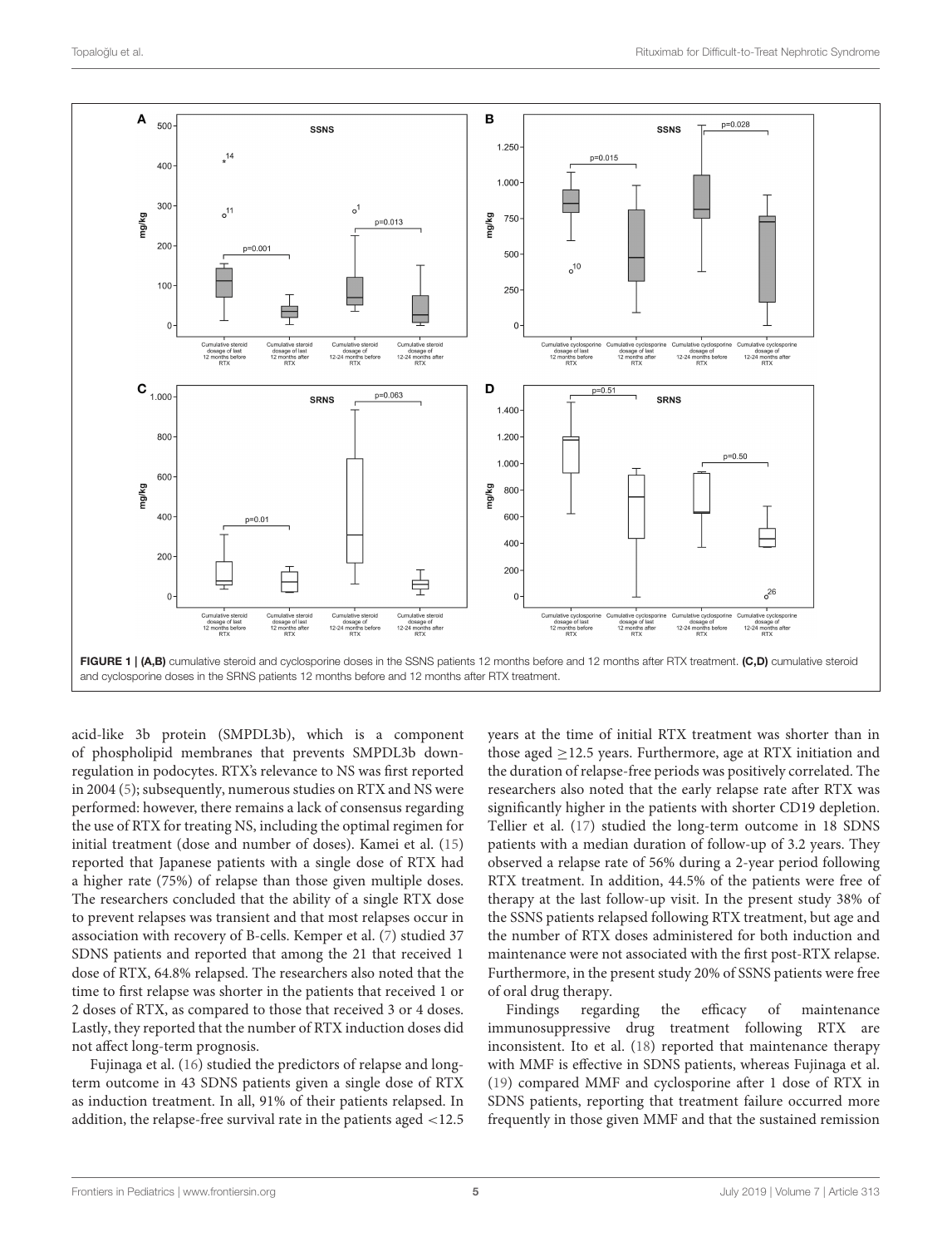FIGURE 1 | (A,B) cumulative steroid and cyclosporine doses in the SSNS patients 12 months before and 12 months after RTX treatment. (C,D) cumulative steroid and cyclosporine doses in the SRNS patients 12 months before and 12 months after RTX treatment.

acid-like 3b protein (SMPDL3b), which is a component of phospholipid membranes that prevents SMPDL3b downregulation in podocytes. RTX's relevance to NS was first reported in 2004 (5); subsequently, numerous studies on RTX and NS were performed: however, there remains a lack of consensus regarding the use of RTX for treating NS, including the optimal regimen for initial treatment (dose and number of doses). Kamei et al. (15) reported that Japanese patients with a single dose of RTX had a higher rate (75%) of relapse than those given multiple doses. The researchers concluded that the ability of a single RTX dose to prevent relapses was transient and that most relapses occur in association with recovery of B-cells. Kemper et al. (7) studied 37 SDNS patients and reported that among the 21 that received 1 dose of RTX, 64.8% relapsed. The researchers also noted that the time to first relapse was shorter in the patients that received 1 or 2 doses of RTX, as compared to those that received 3 or 4 doses. Lastly, they reported that the number of RTX induction doses did not affect long-term prognosis.

Fujinaga et al. (16) studied the predictors of relapse and long-term outcome in 43 SDNS patients given a single dose of RTX as induction treatment. In all, 91% of their patients relapsed. In addition, the relapse-free survival rate in the patients aged <12.5 years at the time of initial RTX treatment was shorter than in those aged ≥12.5 years. Furthermore, age at RTX initiation and the duration of relapse-free periods was positively correlated. The researchers also noted that the early relapse rate after RTX was significantly higher in the patients with shorter CD19 depletion. Tellier et al. (17) studied the long-term outcome in 18 SDNS patients with a median duration of follow-up of 3.2 years. They observed a relapse rate of 56% during a 2-year period following RTX treatment. In addition, 44.5% of the patients were free of therapy at the last follow-up visit. In the present study 38% of the SSNS patients relapsed following RTX treatment, but age and the number of RTX doses administered for both induction and maintenance were not associated with the first post-RTX relapse. Furthermore, in the present study 20% of SSNS patients were free of oral drug therapy.

Findings regarding the efficacy of maintenance immunosuppressive drug treatment following RTX are inconsistent. Ito et al. (18) reported that maintenance therapy with MMF is effective in SDNS patients, whereas Fujinaga et al. (19) compared MMF and cyclosporine after 1 dose of RTX in SDNS patients, reporting that treatment failure occurred more frequently in those given MMF and that the sustained remission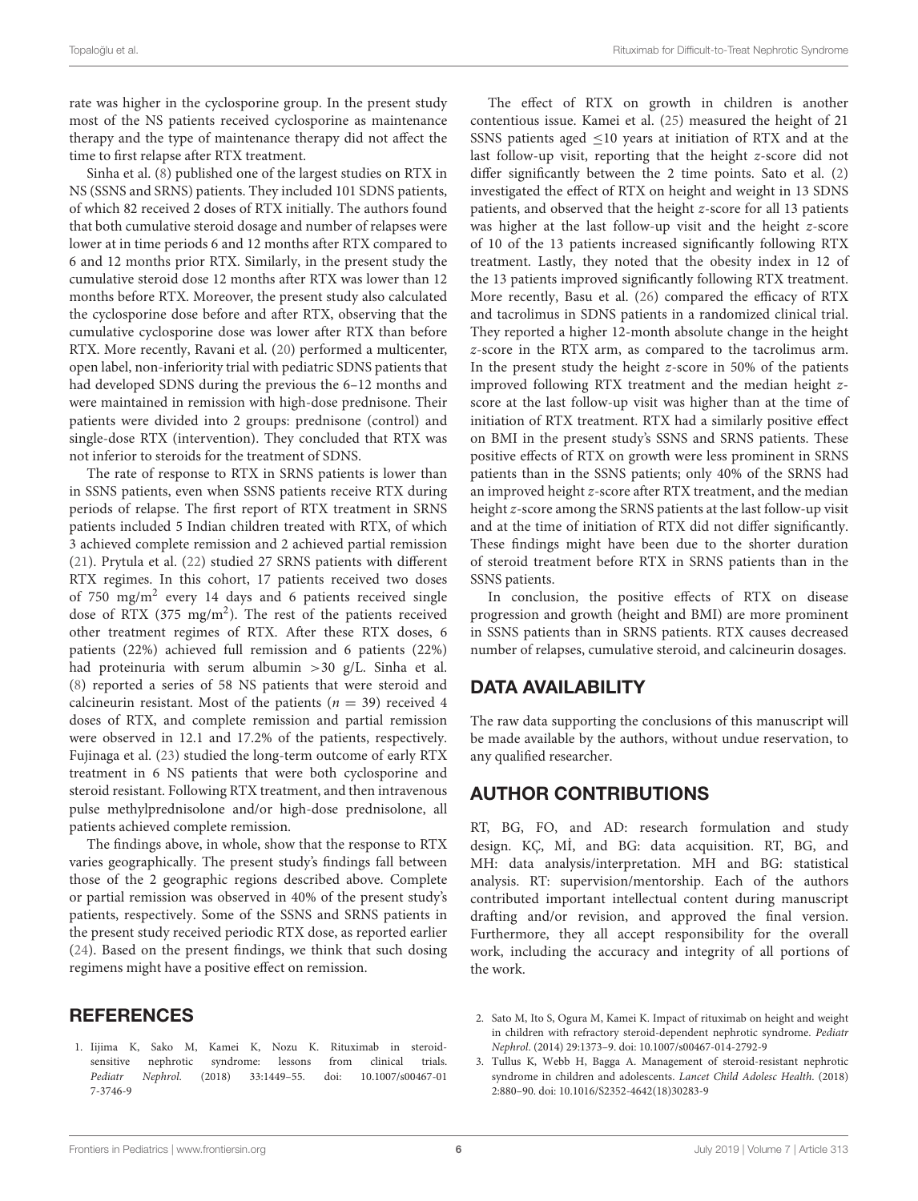rate was higher in the cyclosporine group. In the present study most of the NS patients received cyclosporine as maintenance therapy and the type of maintenance therapy did not affect the time to first relapse after RTX treatment.

Sinha et al. (8) published one of the largest studies on RTX in NS (SSNS and SRNS) patients. They included 101 SDNS patients, of which 82 received 2 doses of RTX initially. The authors found that both cumulative steroid dosage and number of relapses were lower at in time periods 6 and 12 months after RTX compared to 6 and 12 months prior RTX. Similarly, in the present study the cumulative steroid dose 12 months after RTX was lower than 12 months before RTX. Moreover, the present study also calculated the cyclosporine dose before and after RTX, observing that the cumulative cyclosporine dose was lower after RTX than before RTX. More recently, Ravani et al. (20) performed a multicenter, open label, non-inferiority trial with pediatric SDNS patients that had developed SDNS during the previous the 6–12 months and were maintained in remission with high-dose prednisone. Their patients were divided into 2 groups: prednisone (control) and single-dose RTX (intervention). They concluded that RTX was not inferior to steroids for the treatment of SDNS.

The rate of response to RTX in SRNS patients is lower than in SSNS patients, even when SSNS patients receive RTX during periods of relapse. The first report of RTX treatment in SRNS patients included 5 Indian children treated with RTX, of which 3 achieved complete remission and 2 achieved partial remission (21). Prytula et al. (22) studied 27 SRNS patients with different RTX regimes. In this cohort, 17 patients received two doses of 750 mg/m$^2$ every 14 days and 6 patients received single dose of RTX (375 mg/m$^2$). The rest of the patients received other treatment regimes of RTX. After these RTX doses, 6 patients (22%) achieved full remission and 6 patients (22%) had proteinuria with serum albumin >30 g/L. Sinha et al. (8) reported a series of 58 NS patients that were steroid and calcineurin resistant. Most of the patients ($n = 39$) received 4 doses of RTX, and complete remission and partial remission were observed in 12.1 and 17.2% of the patients, respectively. Fujinaga et al. (23) studied the long-term outcome of early RTX treatment in 6 NS patients that were both cyclosporine and steroid resistant. Following RTX treatment, and then intravenous pulse methylprednisolone and/or high-dose prednisolone, all patients achieved complete remission.

The findings above, in whole, show that the response to RTX varies geographically. The present study's findings fall between those of the 2 geographic regions described above. Complete or partial remission was observed in 40% of the present study's patients, respectively. Some of the SSNS and SRNS patients in the present study received periodic RTX dose, as reported earlier (24). Based on the present findings, we think that such dosing regimens might have a positive effect on remission.

The effect of RTX on growth in children is another contentious issue. Kamei et al. (25) measured the height of 21 SSNS patients aged ≤10 years at initiation of RTX and at the last follow-up visit, reporting that the height $z$-score did not differ significantly between the 2 time points. Sato et al. (2) investigated the effect of RTX on height and weight in 13 SDNS patients, and observed that the height $z$-score for all 13 patients was higher at the last follow-up visit and the height $z$-score of 10 of the 13 patients increased significantly following RTX treatment. Lastly, they noted that the obesity index in 12 of the 13 patients improved significantly following RTX treatment. More recently, Basu et al. (26) compared the efficacy of RTX and tacrolimus in SDNS patients in a randomized clinical trial. They reported a higher 12-month absolute change in the height $z$-score in the RTX arm, as compared to the tacrolimus arm. In the present study the height $z$-score in 50% of the patients improved following RTX treatment and the median height $z$-score at the last follow-up visit was higher than at the time of initiation of RTX treatment. RTX had a similarly positive effect on BMI in the present study's SSNS and SRNS patients. These positive effects of RTX on growth were less prominent in SRNS patients than in the SSNS patients; only 40% of the SRNS had an improved height $z$-score after RTX treatment, and the median height $z$-score among the SRNS patients at the last follow-up visit and at the time of initiation of RTX did not differ significantly. These findings might have been due to the shorter duration of steroid treatment before RTX in SRNS patients than in the SSNS patients.

In conclusion, the positive effects of RTX on disease progression and growth (height and BMI) are more prominent in SSNS patients than in SRNS patients. RTX causes decreased number of relapses, cumulative steroid, and calcineurin dosages.

## DATA AVAILABILITY

The raw data supporting the conclusions of this manuscript will be made available by the authors, without undue reservation, to any qualified researcher.

## AUTHOR CONTRIBUTIONS

RT, BG, FO, and AD: research formulation and study design. KÇ, Mİ, and BG: data acquisition. RT, BG, and MH: data analysis/interpretation. MH and BG: statistical analysis. RT: supervision/mentorship. Each of the authors contributed important intellectual content during manuscript drafting and/or revision, and approved the final version. Furthermore, they all accept responsibility for the overall work, including the accuracy and integrity of all portions of the work.

## REFERENCES

1. Iijima K, Sako M, Kamei K, Nozu K. Rituximab in steroid-sensitive nephrotic syndrome: lessons from clinical trials. *Pediatr Nephrol.* (2018) 33:1449–55. doi: 10.1007/s00467-017-3746-9
2. Sato M, Ito S, Ogura M, Kamei K. Impact of rituximab on height and weight in children with refractory steroid-dependent nephrotic syndrome. *Pediatr Nephrol.* (2014) 29:1373–9. doi: 10.1007/s00467-014-2792-9
3. Tullus K, Webb H, Bagga A. Management of steroid-resistant nephrotic syndrome in children and adolescents. *Lancet Child Adolesc Health.* (2018) 2:880–90. doi: 10.1016/S2352-4642(18)30283-9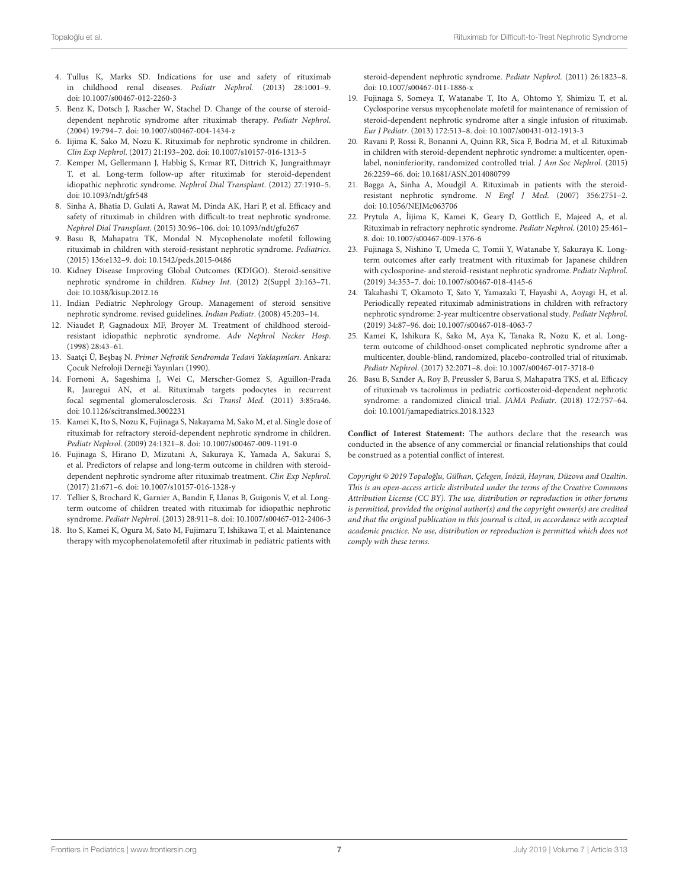4. Tullus K, Marks SD. Indications for use and safety of rituximab in childhood renal diseases. *Pediatr Nephrol.* (2013) 28:1001–9. doi: 10.1007/s00467-012-2260-3
5. Benz K, Dotsch J, Rascher W, Stachel D. Change of the course of steroid-dependent nephrotic syndrome after rituximab therapy. *Pediatr Nephrol*. (2004) 19:794–7. doi: 10.1007/s00467-004-1434-z
6. Iijima K, Sako M, Nozu K. Rituximab for nephrotic syndrome in children. *Clin Exp Nephrol*. (2017) 21:193–202. doi: 10.1007/s10157-016-1313-5
7. Kemper M, Gellermann J, Habbig S, Krmar RT, Dittrich K, Jungraithmayr T, et al. Long-term follow-up after rituximab for steroid-dependent idiopathic nephrotic syndrome. *Nephrol Dial Transplant*. (2012) 27:1910–5. doi: 10.1093/ndt/gfr548
8. Sinha A, Bhatia D, Gulati A, Rawat M, Dinda AK, Hari P, et al. Efficacy and safety of rituximab in children with difficult-to treat nephrotic syndrome. *Nephrol Dial Transplant*. (2015) 30:96–106. doi: 10.1093/ndt/gfu267
9. Basu B, Mahapatra TK, Mondal N. Mycophenolate mofetil following rituximab in children with steroid-resistant nephrotic syndrome. *Pediatrics*. (2015) 136:e132–9. doi: 10.1542/peds.2015-0486
10. Kidney Disease Improving Global Outcomes (KDIGO). Steroid-sensitive nephrotic syndrome in children. *Kidney Int*. (2012) 2(Suppl 2):163–71. doi: 10.1038/kisup.2012.16
11. Indian Pediatric Nephrology Group. Management of steroid sensitive nephrotic syndrome. revised guidelines. *Indian Pediatr.* (2008) 45:203–14.
12. Niaudet P, Gagnadoux MF, Broyer M. Treatment of childhood steroid-resistant idiopathic nephrotic syndrome. *Adv Nephrol Necker Hosp*. (1998) 28:43–61.
13. Saatçi Ü, Beşbaş N. *Primer Nefrotik Sendromda Tedavi Yaklaşımları*. Ankara: Çocuk Nefroloji Derneği Yayınları (1990).
14. Fornoni A, Sageshima J, Wei C, Merscher-Gomez S, Aguillon-Prada R, Jauregui AN, et al. Rituximab targets podocytes in recurrent focal segmental glomerulosclerosis. *Sci Transl Med.* (2011) 3:85ra46. doi: 10.1126/scitranslmed.3002231
15. Kamei K, Ito S, Nozu K, Fujinaga S, Nakayama M, Sako M, et al. Single dose of rituximab for refractory steroid-dependent nephrotic syndrome in children. *Pediatr Nephrol*. (2009) 24:1321–8. doi: 10.1007/s00467-009-1191-0
16. Fujinaga S, Hirano D, Mizutani A, Sakuraya K, Yamada A, Sakurai S, et al. Predictors of relapse and long-term outcome in children with steroid-dependent nephrotic syndrome after rituximab treatment. *Clin Exp Nephrol*. (2017) 21:671–6. doi: 10.1007/s10157-016-1328-y
17. Tellier S, Brochard K, Garnier A, Bandin F, Llanas B, Guigonis V, et al. Long-term outcome of children treated with rituximab for idiopathic nephrotic syndrome. *Pediatr Nephrol*. (2013) 28:911–8. doi: 10.1007/s00467-012-2406-3
18. Ito S, Kamei K, Ogura M, Sato M, Fujimaru T, Ishikawa T, et al. Maintenance therapy with mycophenolatemofetil after rituximab in pediatric patients with steroid-dependent nephrotic syndrome. *Pediatr Nephrol*. (2011) 26:1823–8. doi: 10.1007/s00467-011-1886-x
19. Fujinaga S, Someya T, Watanabe T, Ito A, Ohtomo Y, Shimizu T, et al. Cyclosporine versus mycophenolate mofetil for maintenance of remission of steroid-dependent nephrotic syndrome after a single infusion of rituximab. *Eur J Pediatr*. (2013) 172:513–8. doi: 10.1007/s00431-012-1913-3
20. Ravani P, Rossi R, Bonanni A, Quinn RR, Sica F, Bodria M, et al. Rituximab in children with steroid-dependent nephrotic syndrome: a multicenter, open-label, noninferiority, randomized controlled trial. *J Am Soc Nephrol*. (2015) 26:2259–66. doi: 10.1681/ASN.2014080799
21. Bagga A, Sinha A, Moudgil A. Rituximab in patients with the steroid-resistant nephrotic syndrome. *N Engl J Med*. (2007) 356:2751–2. doi: 10.1056/NEJMc063706
22. Prytula A, İijima K, Kamei K, Geary D, Gottlich E, Majeed A, et al. Rituximab in refractory nephrotic syndrome. *Pediatr Nephrol.* (2010) 25:461–8. doi: 10.1007/s00467-009-1376-6
23. Fujinaga S, Nishino T, Umeda C, Tomii Y, Watanabe Y, Sakuraya K. Long-term outcomes after early treatment with rituximab for Japanese children with cyclosporine- and steroid-resistant nephrotic syndrome. *Pediatr Nephrol.* (2019) 34:353–7. doi: 10.1007/s00467-018-4145-6
24. Takahashi T, Okamoto T, Sato Y, Yamazaki T, Hayashi A, Aoyagi H, et al. Periodically repeated rituximab administrations in children with refractory nephrotic syndrome: 2-year multicentre observational study. *Pediatr Nephrol*. (2019) 34:87–96. doi: 10.1007/s00467-018-4063-7
25. Kamei K, Ishikura K, Sako M, Aya K, Tanaka R, Nozu K, et al. Long-term outcome of childhood-onset complicated nephrotic syndrome after a multicenter, double-blind, randomized, placebo-controlled trial of rituximab. *Pediatr Nephrol*. (2017) 32:2071–8. doi: 10.1007/s00467-017-3718-0
26. Basu B, Sander A, Roy B, Preussler S, Barua S, Mahapatra TKS, et al. Efficacy of rituximab vs tacrolimus in pediatric corticosteroid-dependent nephrotic syndrome: a randomized clinical trial. *JAMA Pediatr*. (2018) 172:757–64. doi: 10.1001/jamapediatrics.2018.1323

**Conflict of Interest Statement:** The authors declare that the research was conducted in the absence of any commercial or financial relationships that could be construed as a potential conflict of interest.

*Copyright © 2019 Topaloğlu, Gülhan, Çelegen, İnözü, Hayran, Düzova and Ozaltin. This is an open-access article distributed under the terms of the Creative Commons Attribution License (CC BY). The use, distribution or reproduction in other forums is permitted, provided the original author(s) and the copyright owner(s) are credited and that the original publication in this journal is cited, in accordance with accepted academic practice. No use, distribution or reproduction is permitted which does not comply with these terms.*